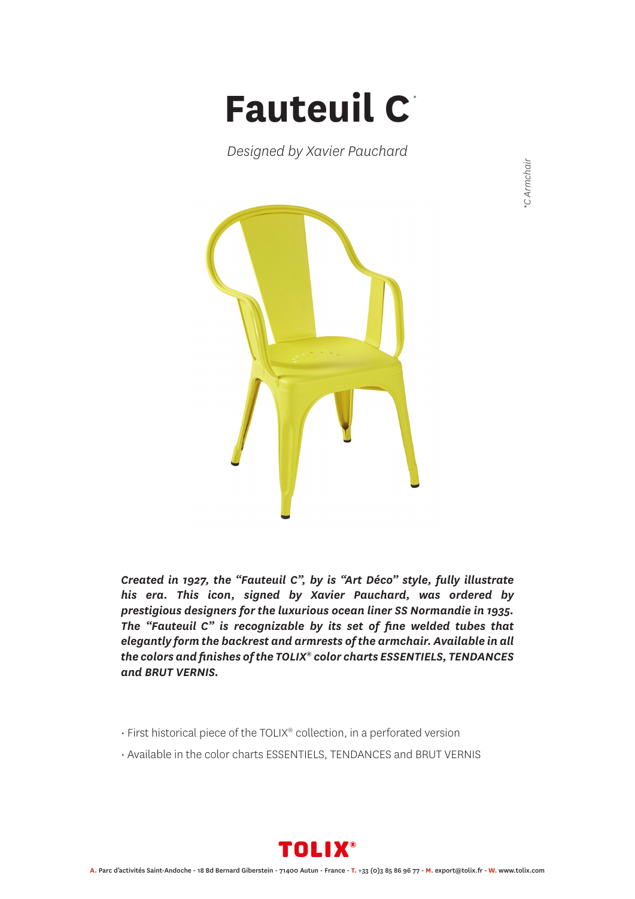# Fauteuil C*

*Designed by Xavier Pauchard*

*\*C Armchair*

***Created in 1927, the "Fauteuil C", by is "Art Déco" style, fully illustrate his era. This icon, signed by Xavier Pauchard, was ordered by prestigious designers for the luxurious ocean liner SS Normandie in 1935. The "Fauteuil C" is recognizable by its set of fine welded tubes that elegantly form the backrest and armrests of the armchair. Available in all the colors and finishes of the TOLIX® color charts ESSENTIELS, TENDANCES and BRUT VERNIS.***

- First historical piece of the TOLIX® collection, in a perforated version
- Available in the color charts ESSENTIELS, TENDANCES and BRUT VERNIS

TOLIX®

**A.** Parc d'activités Saint-Andoche - 18 Bd Bernard Giberstein - 71400 Autun - France - **T.** +33 (0)3 85 86 96 77 - **M.** export@tolix.fr - **W.** www.tolix.com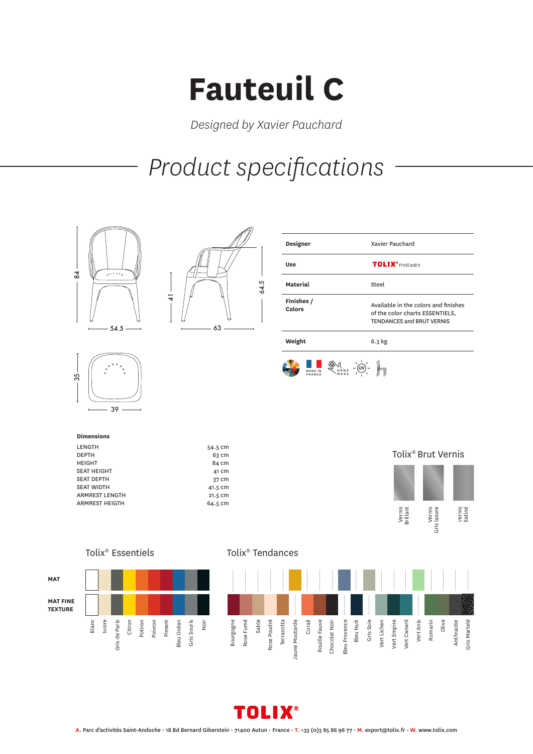# Fauteuil C

*Designed by Xavier Pauchard*

## *Product specifications*

84

54.5

41

63

64.5

35

39

| | |
|---|---|
| **Designer** | Xavier Pauchard |
| **Use** | TOLIX® maison |
| **Material** | Steel |
| **Finishes / Colors** | Available in the colors and finishes of the color charts ESSENTIELS, TENDANCES and BRUT VERNIS |
| **Weight** | 6.3 kg |

MADE IN FRANCE · HAND MADE · UV

**Dimensions**

| | |
|---|---|
| LENGTH | 54.5 cm |
| DEPTH | 63 cm |
| HEIGHT | 84 cm |
| SEAT HEIGHT | 41 cm |
| SEAT DEPTH | 37 cm |
| SEAT WIDTH | 41.5 cm |
| ARMREST LENGTH | 21.5 cm |
| ARMREST HEIGTH | 64.5 cm |

### Tolix® Brut Vernis

Vernis Brillant · Vernis Gris lasure · Vernis Satiné

### Tolix® Essentiels

MAT

MAT FINE TEXTURE

Blanc · Ivoire · Gris de Paris · Citron · Potiron · Poivron · Piment · Bleu Océan · Gris Souris · Noir

### Tolix® Tendances

Bourgogne · Rose Fumé · Sable · Rose Poudré · Terracotta · Jaune Moutarde · Corail · Rouille Fauve · Chocolat Noir · Bleu Provence · Bleu Nuit · Gris Soie · Vert Lichen · Vert Empire · Vert Canard · Vert Anis · Romarin · Olive · Anthracite · Gris Martelé

TOLIX®

**A.** Parc d'activités Saint-Andoche - 18 Bd Bernard Giberstein - 71400 Autun - France - **T.** +33 (0)3 85 86 96 77 - **M.** export@tolix.fr - **W.** www.tolix.com